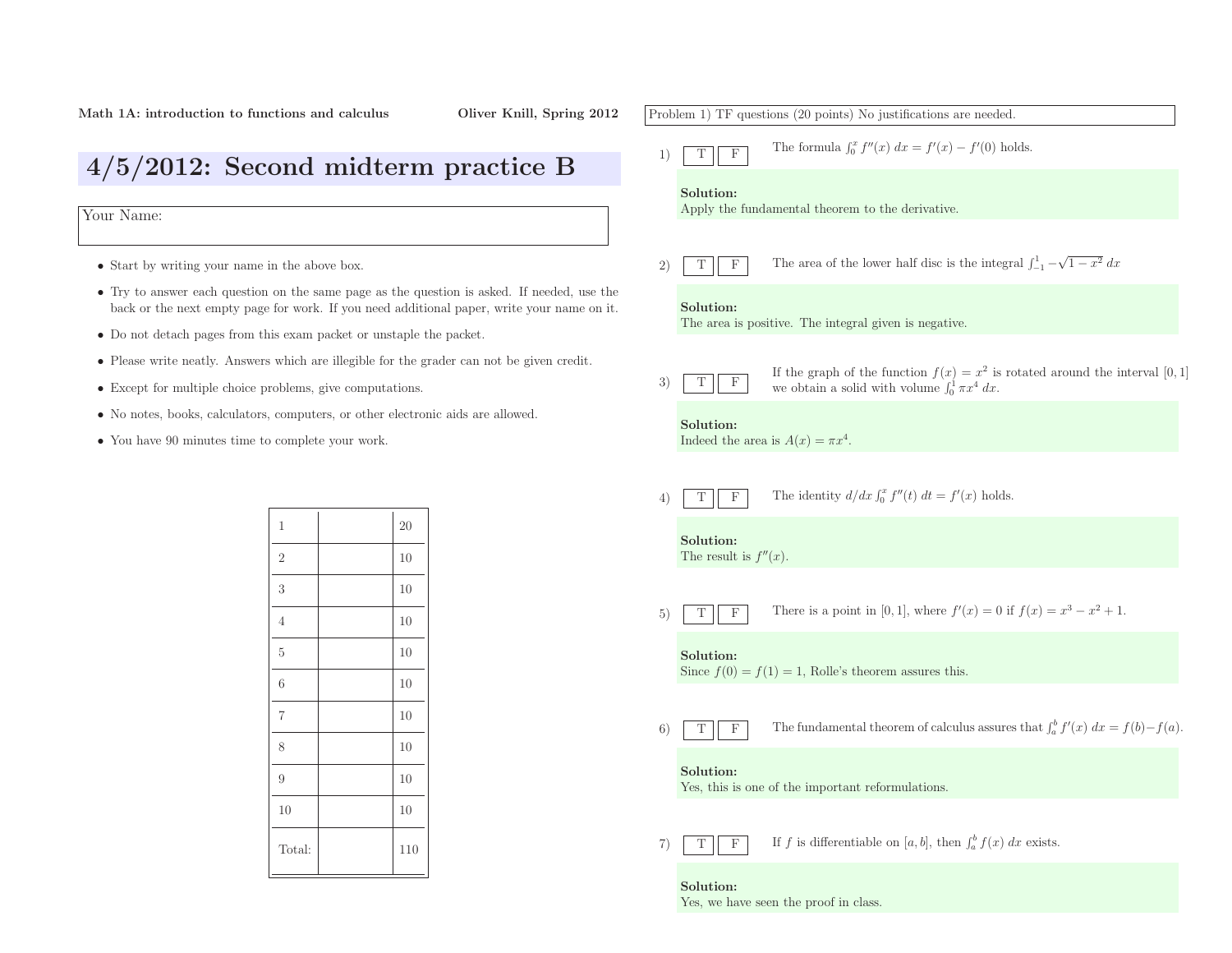Math 1A: introduction to functions and calculus — Oliver Knill, Spring 2012

# 4/5/2012: Second midterm practice B

Your Name:

- Start by writing your name in the above box.
- Try to answer each question on the same page as the question is asked. If needed, use the back or the next empty page for work. If you need additional paper, write your name on it.
- Do not detach pages from this exam packet or unstaple the packet.
- Please write neatly. Answers which are illegible for the grader can not be given credit.
- Except for multiple choice problems, give computations.
- No notes, books, calculators, computers, or other electronic aids are allowed.
- You have 90 minutes time to complete your work.

| | | |
|---|---|---|
| 1 | | 20 |
| 2 | | 10 |
| 3 | | 10 |
| 4 | | 10 |
| 5 | | 10 |
| 6 | | 10 |
| 7 | | 10 |
| 8 | | 10 |
| 9 | | 10 |
| 10 | | 10 |
| Total: | | 110 |

Problem 1) TF questions (20 points) No justifications are needed.

1) T F The formula $\int_0^x f''(x)\,dx = f'(x) - f'(0)$ holds.

**Solution:**
Apply the fundamental theorem to the derivative.

2) T F The area of the lower half disc is the integral $\int_{-1}^1 -\sqrt{1-x^2}\,dx$

**Solution:**
The area is positive. The integral given is negative.

3) T F If the graph of the function $f(x) = x^2$ is rotated around the interval $[0,1]$ we obtain a solid with volume $\int_0^1 \pi x^4\,dx$.

**Solution:**
Indeed the area is $A(x) = \pi x^4$.

4) T F The identity $d/dx \int_0^x f''(t)\,dt = f'(x)$ holds.

**Solution:**
The result is $f''(x)$.

5) T F There is a point in $[0,1]$, where $f'(x) = 0$ if $f(x) = x^3 - x^2 + 1$.

**Solution:**
Since $f(0) = f(1) = 1$, Rolle's theorem assures this.

6) T F The fundamental theorem of calculus assures that $\int_a^b f'(x)\,dx = f(b) - f(a)$.

**Solution:**
Yes, this is one of the important reformulations.

7) T F If $f$ is differentiable on $[a,b]$, then $\int_a^b f(x)\,dx$ exists.

**Solution:**
Yes, we have seen the proof in class.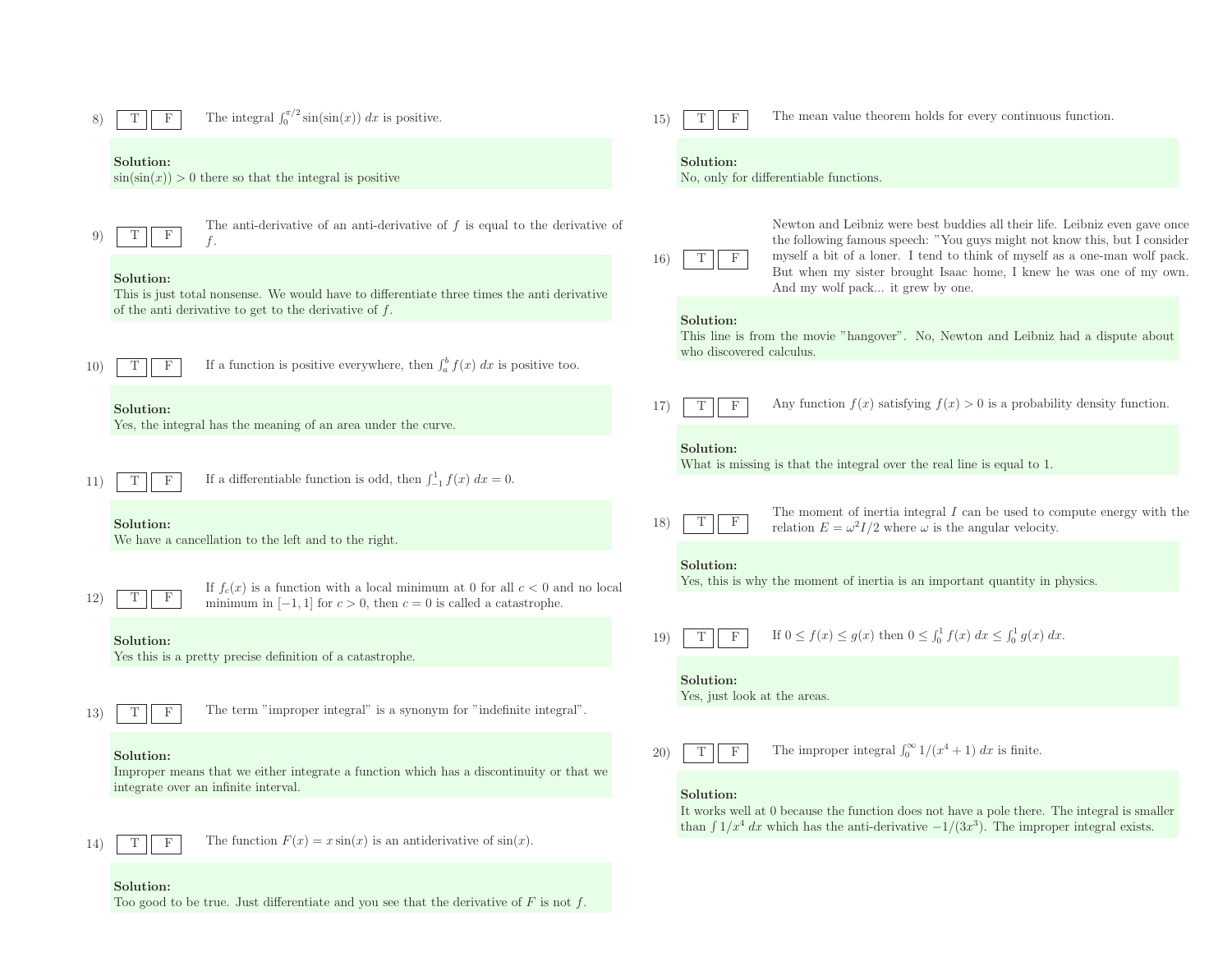8) T F The integral $\int_0^{\pi/2} \sin(\sin(x))\, dx$ is positive.

**Solution:**
$\sin(\sin(x)) > 0$ there so that the integral is positive

9) T F The anti-derivative of an anti-derivative of $f$ is equal to the derivative of $f$.

**Solution:**
This is just total nonsense. We would have to differentiate three times the anti derivative of the anti derivative to get to the derivative of $f$.

10) T F If a function is positive everywhere, then $\int_a^b f(x)\, dx$ is positive too.

**Solution:**
Yes, the integral has the meaning of an area under the curve.

11) T F If a differentiable function is odd, then $\int_{-1}^1 f(x)\, dx = 0$.

**Solution:**
We have a cancellation to the left and to the right.

12) T F If $f_c(x)$ is a function with a local minimum at 0 for all $c < 0$ and no local minimum in $[-1, 1]$ for $c > 0$, then $c = 0$ is called a catastrophe.

**Solution:**
Yes this is a pretty precise definition of a catastrophe.

13) T F The term "improper integral" is a synonym for "indefinite integral".

**Solution:**
Improper means that we either integrate a function which has a discontinuity or that we integrate over an infinite interval.

14) T F The function $F(x) = x\sin(x)$ is an antiderivative of $\sin(x)$.

**Solution:**
Too good to be true. Just differentiate and you see that the derivative of $F$ is not $f$.

15) T F The mean value theorem holds for every continuous function.

**Solution:**
No, only for differentiable functions.

16) T F Newton and Leibniz were best buddies all their life. Leibniz even gave once the following famous speech: "You guys might not know this, but I consider myself a bit of a loner. I tend to think of myself as a one-man wolf pack. But when my sister brought Isaac home, I knew he was one of my own. And my wolf pack... it grew by one.

**Solution:**
This line is from the movie "hangover". No, Newton and Leibniz had a dispute about who discovered calculus.

17) T F Any function $f(x)$ satisfying $f(x) > 0$ is a probability density function.

**Solution:**
What is missing is that the integral over the real line is equal to 1.

18) T F The moment of inertia integral $I$ can be used to compute energy with the relation $E = \omega^2 I/2$ where $\omega$ is the angular velocity.

**Solution:**
Yes, this is why the moment of inertia is an important quantity in physics.

19) T F If $0 \leq f(x) \leq g(x)$ then $0 \leq \int_0^1 f(x)\, dx \leq \int_0^1 g(x)\, dx$.

**Solution:**
Yes, just look at the areas.

20) T F The improper integral $\int_0^\infty 1/(x^4 + 1)\, dx$ is finite.

**Solution:**
It works well at 0 because the function does not have a pole there. The integral is smaller than $\int 1/x^4\, dx$ which has the anti-derivative $-1/(3x^3)$. The improper integral exists.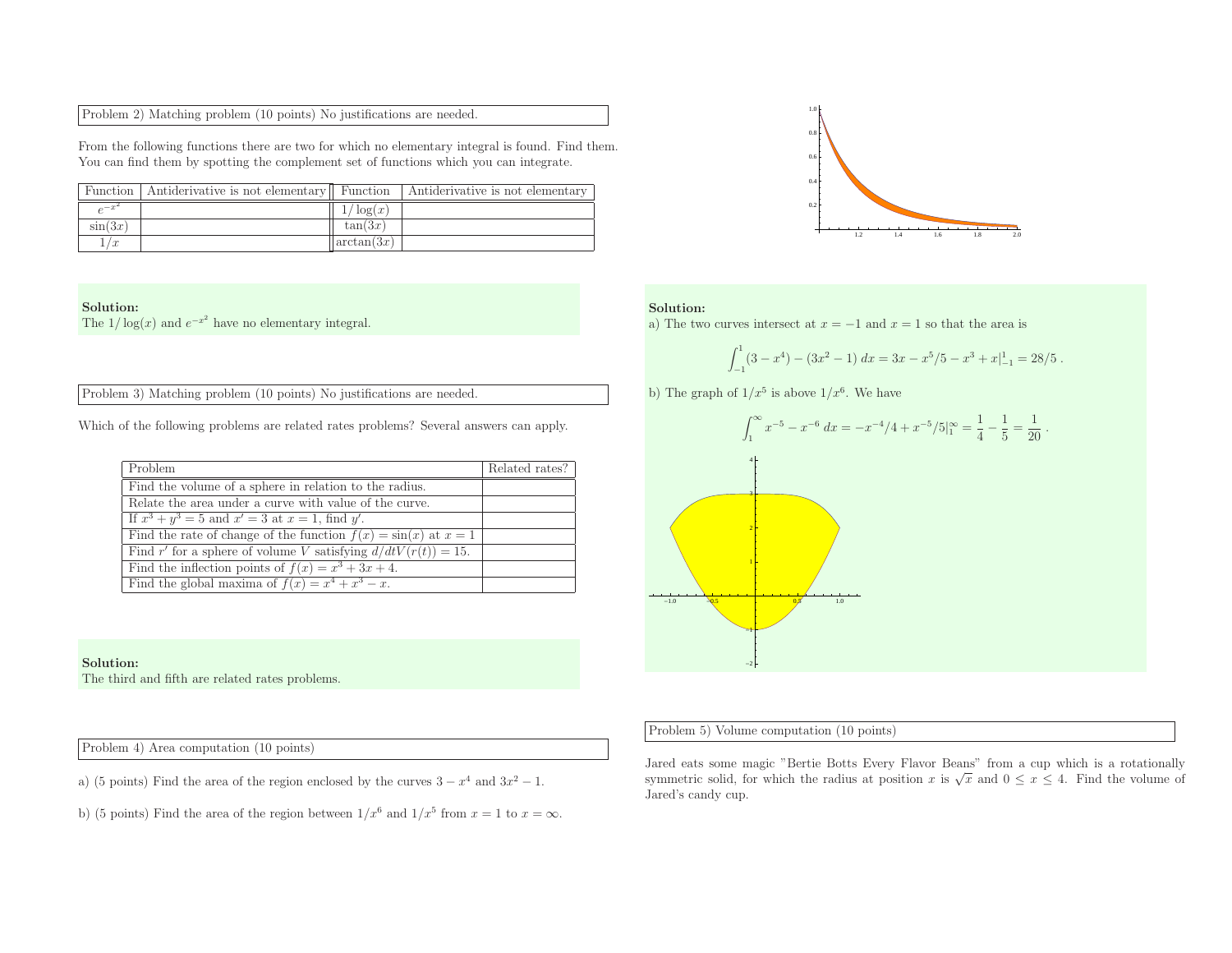Problem 2) Matching problem (10 points) No justifications are needed.

From the following functions there are two for which no elementary integral is found. Find them. You can find them by spotting the complement set of functions which you can integrate.

| Function | Antiderivative is not elementary | Function | Antiderivative is not elementary |
|---|---|---|---|
| $e^{-x^2}$ | | $1/\log(x)$ | |
| $\sin(3x)$ | | $\tan(3x)$ | |
| $1/x$ | | $\arctan(3x)$ | |

**Solution:**
The $1/\log(x)$ and $e^{-x^2}$ have no elementary integral.

Problem 3) Matching problem (10 points) No justifications are needed.

Which of the following problems are related rates problems? Several answers can apply.

| Problem | Related rates? |
|---|---|
| Find the volume of a sphere in relation to the radius. | |
| Relate the area under a curve with value of the curve. | |
| If $x^3 + y^3 = 5$ and $x' = 3$ at $x = 1$, find $y'$. | |
| Find the rate of change of the function $f(x) = \sin(x)$ at $x = 1$ | |
| Find $r'$ for a sphere of volume $V$ satisfying $d/dtV(r(t)) = 15$. | |
| Find the inflection points of $f(x) = x^3 + 3x + 4$. | |
| Find the global maxima of $f(x) = x^4 + x^3 - x$. | |

**Solution:**
The third and fifth are related rates problems.

Problem 4) Area computation (10 points)

a) (5 points) Find the area of the region enclosed by the curves $3 - x^4$ and $3x^2 - 1$.

b) (5 points) Find the area of the region between $1/x^6$ and $1/x^5$ from $x = 1$ to $x = \infty$.

**Solution:**
a) The two curves intersect at $x = -1$ and $x = 1$ so that the area is

$$\int_{-1}^{1} (3 - x^4) - (3x^2 - 1)\, dx = 3x - x^5/5 - x^3 + x|_{-1}^{1} = 28/5 .$$

b) The graph of $1/x^5$ is above $1/x^6$. We have

$$\int_{1}^{\infty} x^{-5} - x^{-6}\, dx = -x^{-4}/4 + x^{-5}/5|_{1}^{\infty} = \frac{1}{4} - \frac{1}{5} = \frac{1}{20} .$$

Problem 5) Volume computation (10 points)

Jared eats some magic "Bertie Botts Every Flavor Beans" from a cup which is a rotationally symmetric solid, for which the radius at position $x$ is $\sqrt{x}$ and $0 \leq x \leq 4$. Find the volume of Jared's candy cup.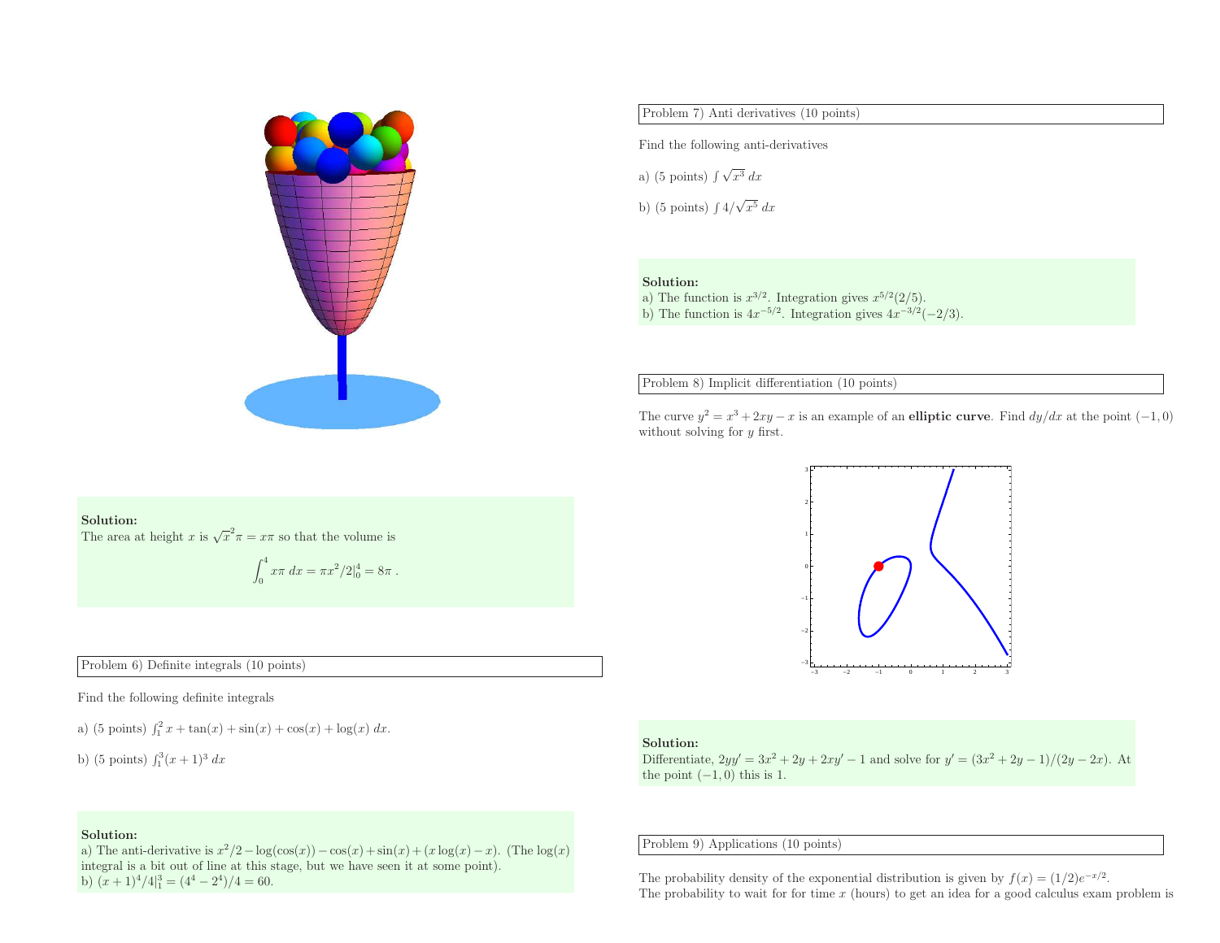**Solution:**
The area at height $x$ is $\sqrt{x}^2\pi = x\pi$ so that the volume is

$$\int_0^4 x\pi \, dx = \pi x^2/2|_0^4 = 8\pi \; .$$

Problem 6) Definite integrals (10 points)

Find the following definite integrals

a) (5 points) $\int_1^2 x + \tan(x) + \sin(x) + \cos(x) + \log(x) \, dx$.

b) (5 points) $\int_1^3 (x+1)^3 \, dx$

**Solution:**
a) The anti-derivative is $x^2/2 - \log(\cos(x)) - \cos(x) + \sin(x) + (x\log(x) - x)$. (The $\log(x)$ integral is a bit out of line at this stage, but we have seen it at some point).
b) $(x+1)^4/4|_1^3 = (4^4 - 2^4)/4 = 60$.

Problem 7) Anti derivatives (10 points)

Find the following anti-derivatives

a) (5 points) $\int \sqrt{x^3} \, dx$

b) (5 points) $\int 4/\sqrt{x^5} \, dx$

**Solution:**
a) The function is $x^{3/2}$. Integration gives $x^{5/2}(2/5)$.
b) The function is $4x^{-5/2}$. Integration gives $4x^{-3/2}(-2/3)$.

Problem 8) Implicit differentiation (10 points)

The curve $y^2 = x^3 + 2xy - x$ is an example of an **elliptic curve**. Find $dy/dx$ at the point $(-1,0)$ without solving for $y$ first.

**Solution:**
Differentiate, $2yy' = 3x^2 + 2y + 2xy' - 1$ and solve for $y' = (3x^2 + 2y - 1)/(2y - 2x)$. At the point $(-1,0)$ this is 1.

Problem 9) Applications (10 points)

The probability density of the exponential distribution is given by $f(x) = (1/2)e^{-x/2}$.
The probability to wait for for time $x$ (hours) to get an idea for a good calculus exam problem is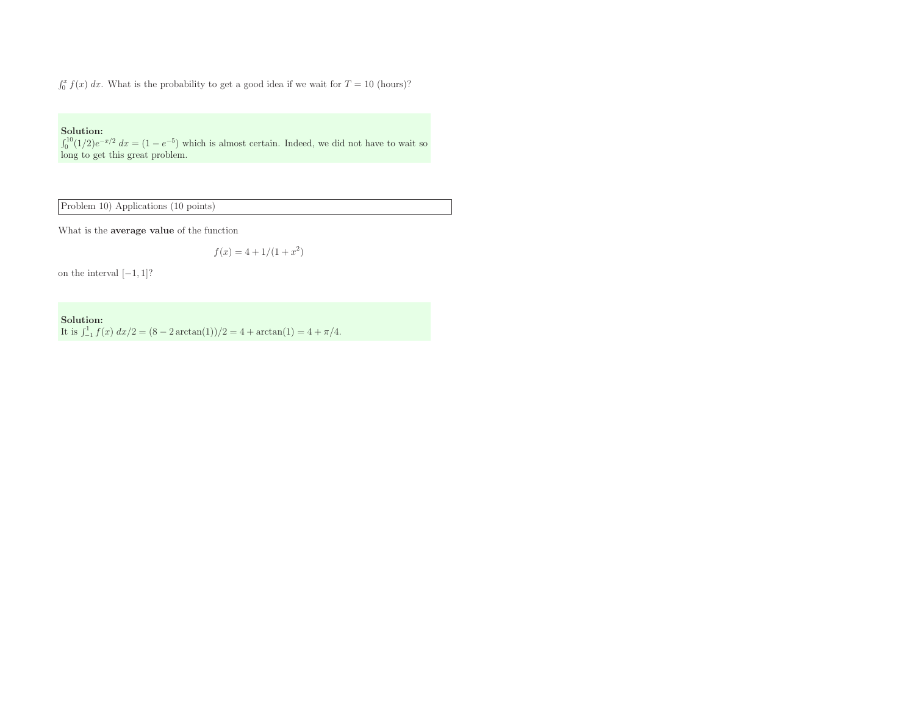$\int_0^x f(x)\, dx$. What is the probability to get a good idea if we wait for $T = 10$ (hours)?

**Solution:**
$\int_0^{10} (1/2)e^{-x/2}\, dx = (1 - e^{-5})$ which is almost certain. Indeed, we did not have to wait so long to get this great problem.

| Problem 10) Applications (10 points) |
|---|

What is the **average value** of the function

$$f(x) = 4 + 1/(1 + x^2)$$

on the interval $[-1, 1]$?

**Solution:**
It is $\int_{-1}^{1} f(x)\, dx/2 = (8 - 2\arctan(1))/2 = 4 + \arctan(1) = 4 + \pi/4$.